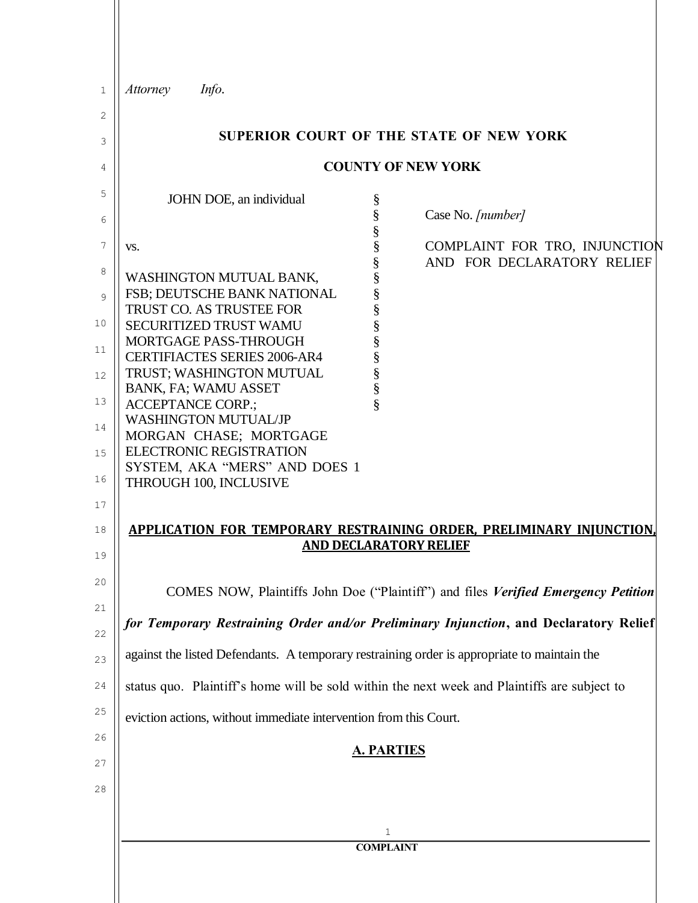*Attorney Info.*

**SUPERIOR COURT OF THE STATE OF NEW YORK**

**COUNTY OF NEW YORK**

| | | |
|---|---|---|
| JOHN DOE, an individual<br><br>vs.<br><br>WASHINGTON MUTUAL BANK, FSB; DEUTSCHE BANK NATIONAL TRUST CO. AS TRUSTEE FOR SECURITIZED TRUST WAMU MORTGAGE PASS-THROUGH CERTIFIACTES SERIES 2006-AR4 TRUST; WASHINGTON MUTUAL BANK, FA; WAMU ASSET ACCEPTANCE CORP.; WASHINGTON MUTUAL/JP MORGAN CHASE; MORTGAGE ELECTRONIC REGISTRATION SYSTEM, AKA "MERS" AND DOES 1 THROUGH 100, INCLUSIVE | §<br>§<br>§<br>§<br>§<br>§<br>§<br>§<br>§<br>§<br>§<br>§<br>§<br>§ | Case No. *[number]*<br><br>COMPLAINT FOR TRO, INJUNCTION AND FOR DECLARATORY RELIEF |

## APPLICATION FOR TEMPORARY RESTRAINING ORDER, PRELIMINARY INJUNCTION, AND DECLARATORY RELIEF

COMES NOW, Plaintiffs John Doe ("Plaintiff") and files ***Verified Emergency Petition for Temporary Restraining Order and/or Preliminary Injunction*, and Declaratory Relief** against the listed Defendants. A temporary restraining order is appropriate to maintain the status quo. Plaintiff's home will be sold within the next week and Plaintiffs are subject to eviction actions, without immediate intervention from this Court.

## A. PARTIES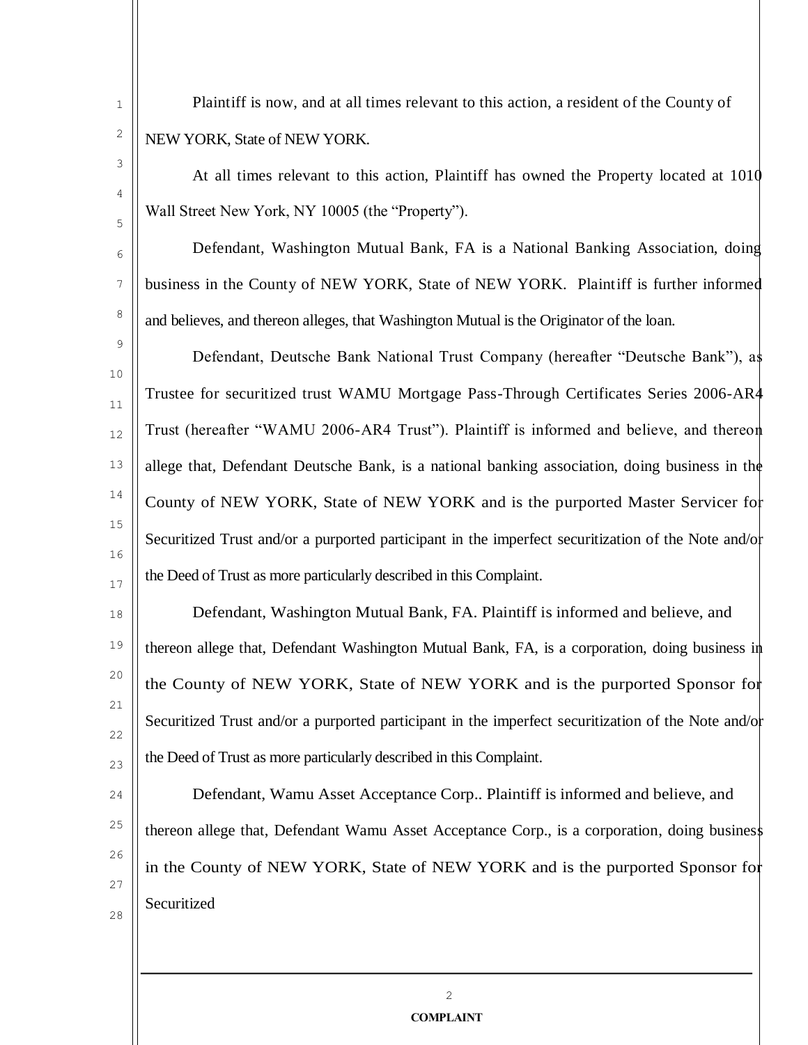Plaintiff is now, and at all times relevant to this action, a resident of the County of NEW YORK, State of NEW YORK.

At all times relevant to this action, Plaintiff has owned the Property located at 1010 Wall Street New York, NY 10005 (the "Property").

Defendant, Washington Mutual Bank, FA is a National Banking Association, doing business in the County of NEW YORK, State of NEW YORK. Plaintiff is further informed and believes, and thereon alleges, that Washington Mutual is the Originator of the loan.

Defendant, Deutsche Bank National Trust Company (hereafter "Deutsche Bank"), as Trustee for securitized trust WAMU Mortgage Pass-Through Certificates Series 2006-AR4 Trust (hereafter "WAMU 2006-AR4 Trust"). Plaintiff is informed and believe, and thereon allege that, Defendant Deutsche Bank, is a national banking association, doing business in the County of NEW YORK, State of NEW YORK and is the purported Master Servicer for Securitized Trust and/or a purported participant in the imperfect securitization of the Note and/or the Deed of Trust as more particularly described in this Complaint.

Defendant, Washington Mutual Bank, FA. Plaintiff is informed and believe, and thereon allege that, Defendant Washington Mutual Bank, FA, is a corporation, doing business in the County of NEW YORK, State of NEW YORK and is the purported Sponsor for Securitized Trust and/or a purported participant in the imperfect securitization of the Note and/or the Deed of Trust as more particularly described in this Complaint.

Defendant, Wamu Asset Acceptance Corp.. Plaintiff is informed and believe, and thereon allege that, Defendant Wamu Asset Acceptance Corp., is a corporation, doing business in the County of NEW YORK, State of NEW YORK and is the purported Sponsor for Securitized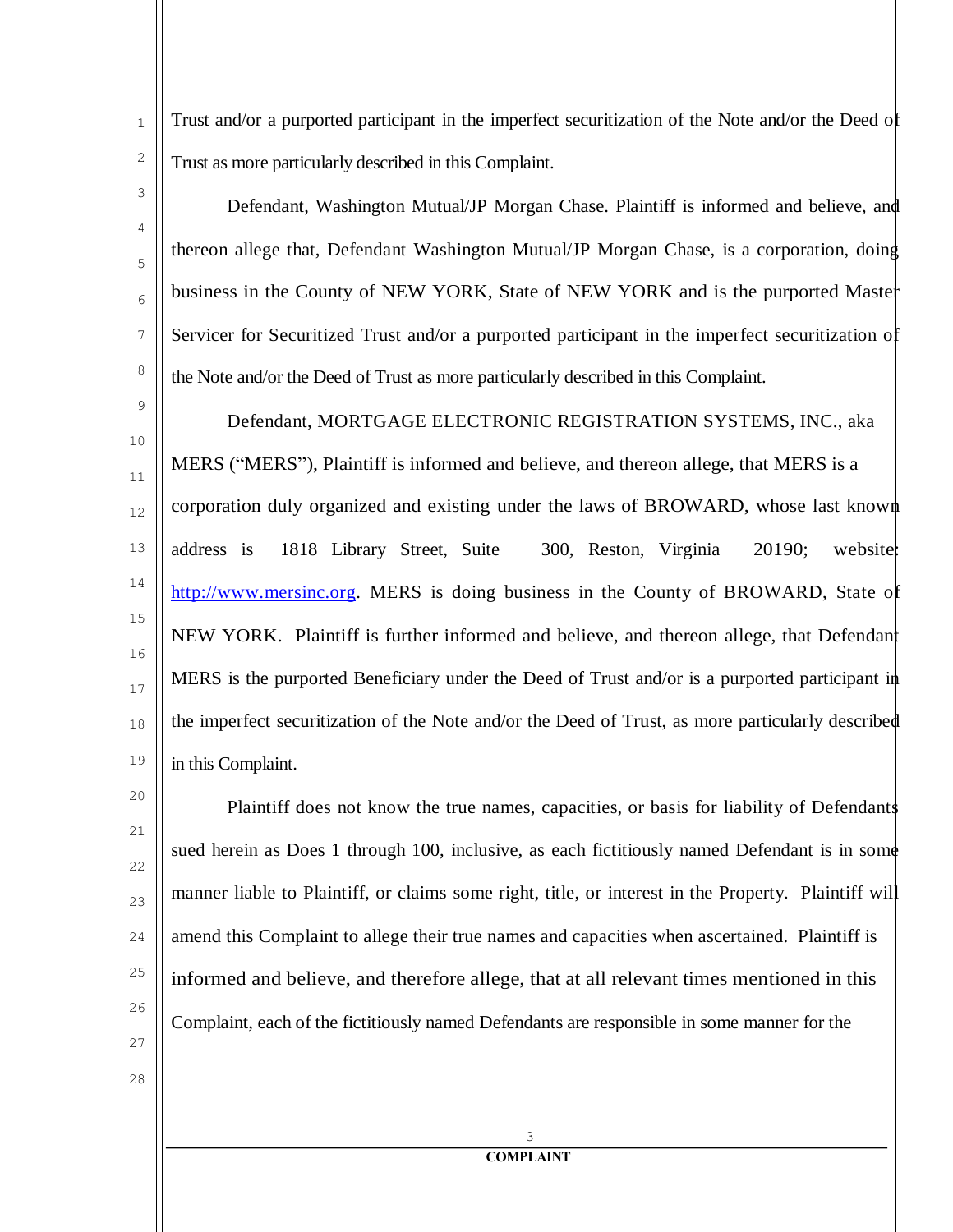Trust and/or a purported participant in the imperfect securitization of the Note and/or the Deed of Trust as more particularly described in this Complaint.

Defendant, Washington Mutual/JP Morgan Chase. Plaintiff is informed and believe, and thereon allege that, Defendant Washington Mutual/JP Morgan Chase, is a corporation, doing business in the County of NEW YORK, State of NEW YORK and is the purported Master Servicer for Securitized Trust and/or a purported participant in the imperfect securitization of the Note and/or the Deed of Trust as more particularly described in this Complaint.

Defendant, MORTGAGE ELECTRONIC REGISTRATION SYSTEMS, INC., aka MERS ("MERS"), Plaintiff is informed and believe, and thereon allege, that MERS is a corporation duly organized and existing under the laws of BROWARD, whose last known address is 1818 Library Street, Suite 300, Reston, Virginia 20190; website: http://www.mersinc.org. MERS is doing business in the County of BROWARD, State of NEW YORK. Plaintiff is further informed and believe, and thereon allege, that Defendant MERS is the purported Beneficiary under the Deed of Trust and/or is a purported participant in the imperfect securitization of the Note and/or the Deed of Trust, as more particularly described in this Complaint.

Plaintiff does not know the true names, capacities, or basis for liability of Defendants sued herein as Does 1 through 100, inclusive, as each fictitiously named Defendant is in some manner liable to Plaintiff, or claims some right, title, or interest in the Property. Plaintiff will amend this Complaint to allege their true names and capacities when ascertained. Plaintiff is informed and believe, and therefore allege, that at all relevant times mentioned in this Complaint, each of the fictitiously named Defendants are responsible in some manner for the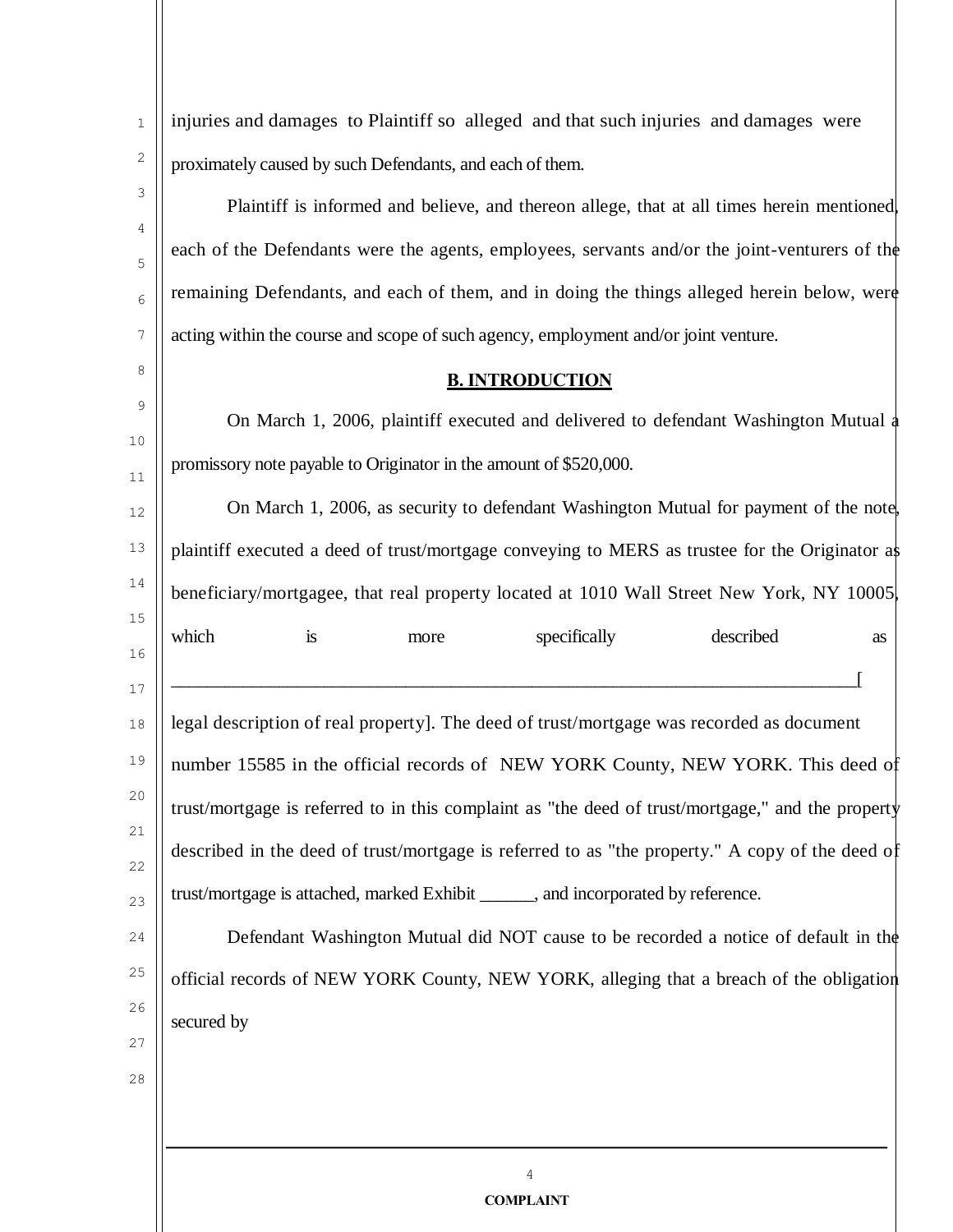injuries and damages to Plaintiff so alleged and that such injuries and damages were proximately caused by such Defendants, and each of them.

Plaintiff is informed and believe, and thereon allege, that at all times herein mentioned, each of the Defendants were the agents, employees, servants and/or the joint-venturers of the remaining Defendants, and each of them, and in doing the things alleged herein below, were acting within the course and scope of such agency, employment and/or joint venture.

## B. INTRODUCTION

On March 1, 2006, plaintiff executed and delivered to defendant Washington Mutual a promissory note payable to Originator in the amount of $520,000.

On March 1, 2006, as security to defendant Washington Mutual for payment of the note, plaintiff executed a deed of trust/mortgage conveying to MERS as trustee for the Originator as beneficiary/mortgagee, that real property located at 1010 Wall Street New York, NY 10005, which is more specifically described as ___________________________________________________________________________[legal description of real property]. The deed of trust/mortgage was recorded as document number 15585 in the official records of NEW YORK County, NEW YORK. This deed of trust/mortgage is referred to in this complaint as "the deed of trust/mortgage," and the property described in the deed of trust/mortgage is referred to as "the property." A copy of the deed of trust/mortgage is attached, marked Exhibit ______, and incorporated by reference.

Defendant Washington Mutual did NOT cause to be recorded a notice of default in the official records of NEW YORK County, NEW YORK, alleging that a breach of the obligation secured by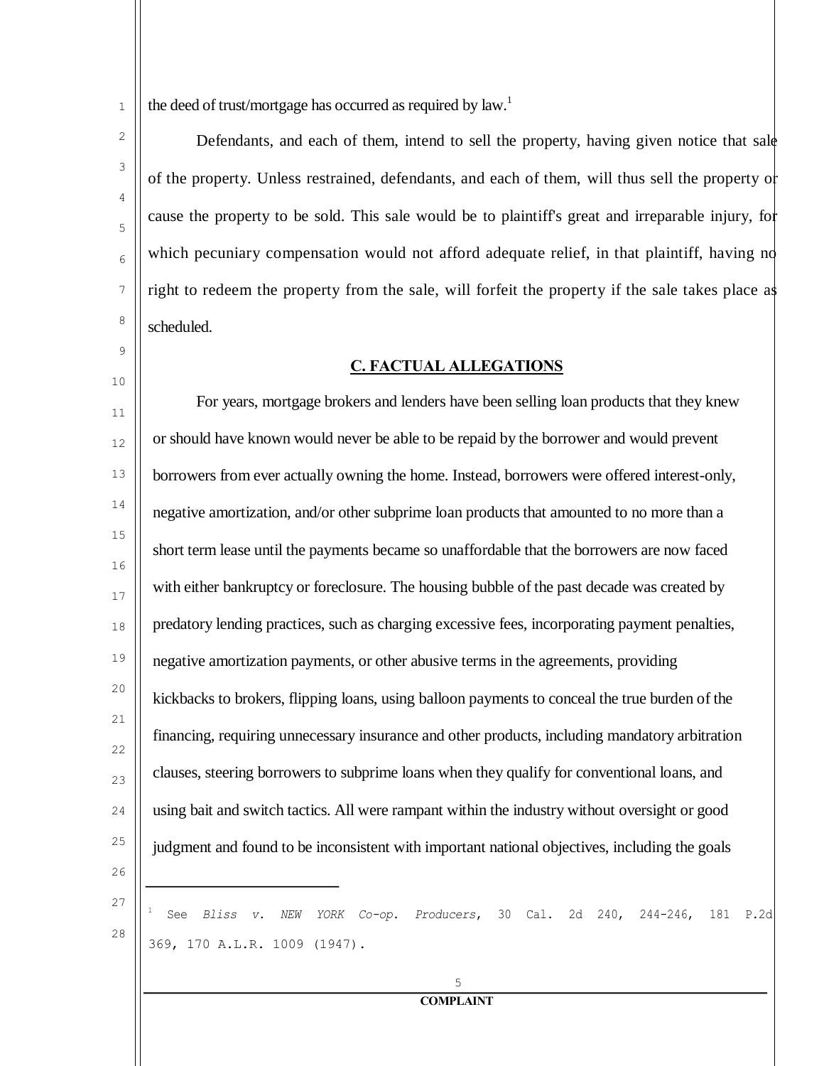the deed of trust/mortgage has occurred as required by law.[1]

Defendants, and each of them, intend to sell the property, having given notice that sale of the property. Unless restrained, defendants, and each of them, will thus sell the property or cause the property to be sold. This sale would be to plaintiff's great and irreparable injury, for which pecuniary compensation would not afford adequate relief, in that plaintiff, having no right to redeem the property from the sale, will forfeit the property if the sale takes place as scheduled.

## C. FACTUAL ALLEGATIONS

For years, mortgage brokers and lenders have been selling loan products that they knew or should have known would never be able to be repaid by the borrower and would prevent borrowers from ever actually owning the home. Instead, borrowers were offered interest-only, negative amortization, and/or other subprime loan products that amounted to no more than a short term lease until the payments became so unaffordable that the borrowers are now faced with either bankruptcy or foreclosure. The housing bubble of the past decade was created by predatory lending practices, such as charging excessive fees, incorporating payment penalties, negative amortization payments, or other abusive terms in the agreements, providing kickbacks to brokers, flipping loans, using balloon payments to conceal the true burden of the financing, requiring unnecessary insurance and other products, including mandatory arbitration clauses, steering borrowers to subprime loans when they qualify for conventional loans, and using bait and switch tactics. All were rampant within the industry without oversight or good judgment and found to be inconsistent with important national objectives, including the goals

---

[1] See *Bliss v. NEW YORK Co-op. Producers*, 30 Cal. 2d 240, 244-246, 181 P.2d 369, 170 A.L.R. 1009 (1947).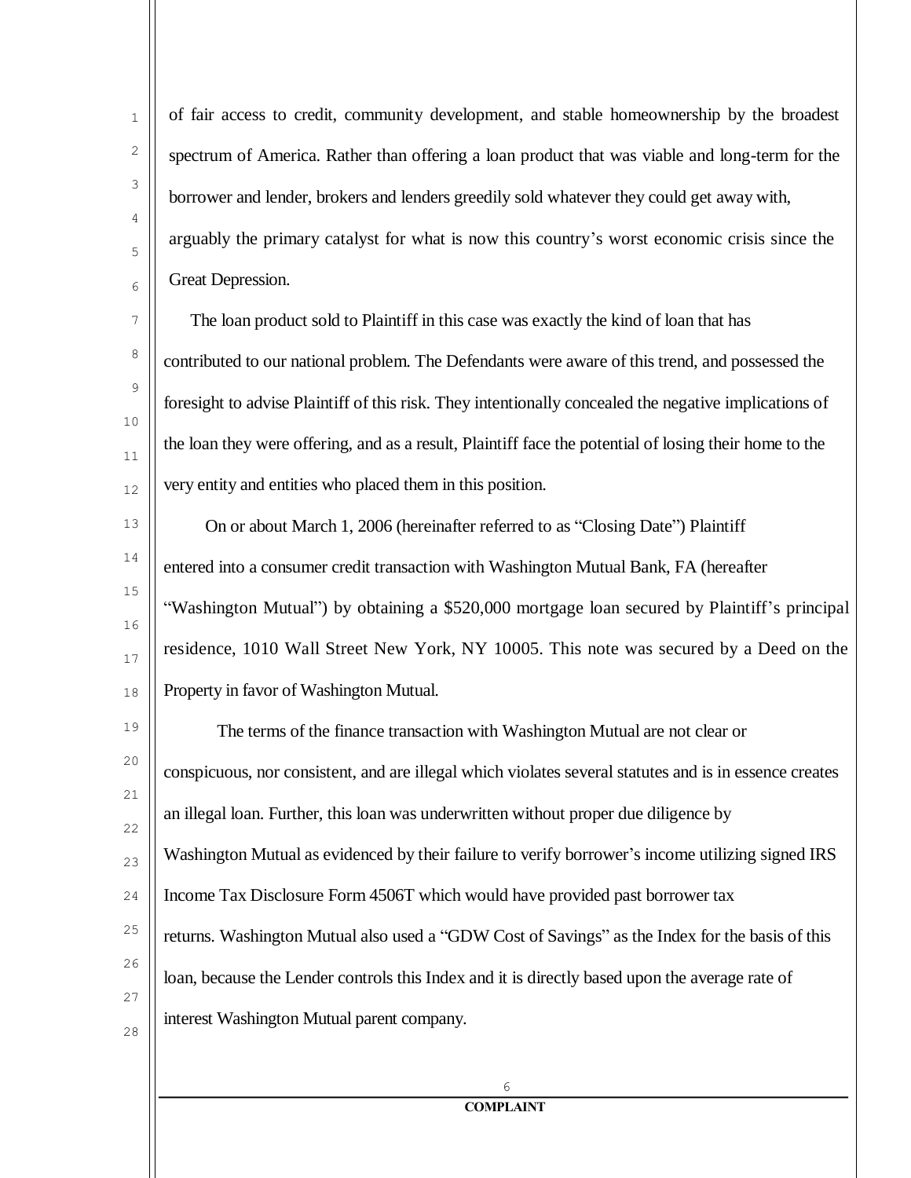of fair access to credit, community development, and stable homeownership by the broadest spectrum of America. Rather than offering a loan product that was viable and long-term for the borrower and lender, brokers and lenders greedily sold whatever they could get away with, arguably the primary catalyst for what is now this country's worst economic crisis since the Great Depression.

The loan product sold to Plaintiff in this case was exactly the kind of loan that has contributed to our national problem. The Defendants were aware of this trend, and possessed the foresight to advise Plaintiff of this risk. They intentionally concealed the negative implications of the loan they were offering, and as a result, Plaintiff face the potential of losing their home to the very entity and entities who placed them in this position.

On or about March 1, 2006 (hereinafter referred to as "Closing Date") Plaintiff entered into a consumer credit transaction with Washington Mutual Bank, FA (hereafter "Washington Mutual") by obtaining a $520,000 mortgage loan secured by Plaintiff's principal residence, 1010 Wall Street New York, NY 10005. This note was secured by a Deed on the Property in favor of Washington Mutual.

The terms of the finance transaction with Washington Mutual are not clear or conspicuous, nor consistent, and are illegal which violates several statutes and is in essence creates an illegal loan. Further, this loan was underwritten without proper due diligence by Washington Mutual as evidenced by their failure to verify borrower's income utilizing signed IRS Income Tax Disclosure Form 4506T which would have provided past borrower tax returns. Washington Mutual also used a "GDW Cost of Savings" as the Index for the basis of this loan, because the Lender controls this Index and it is directly based upon the average rate of interest Washington Mutual parent company.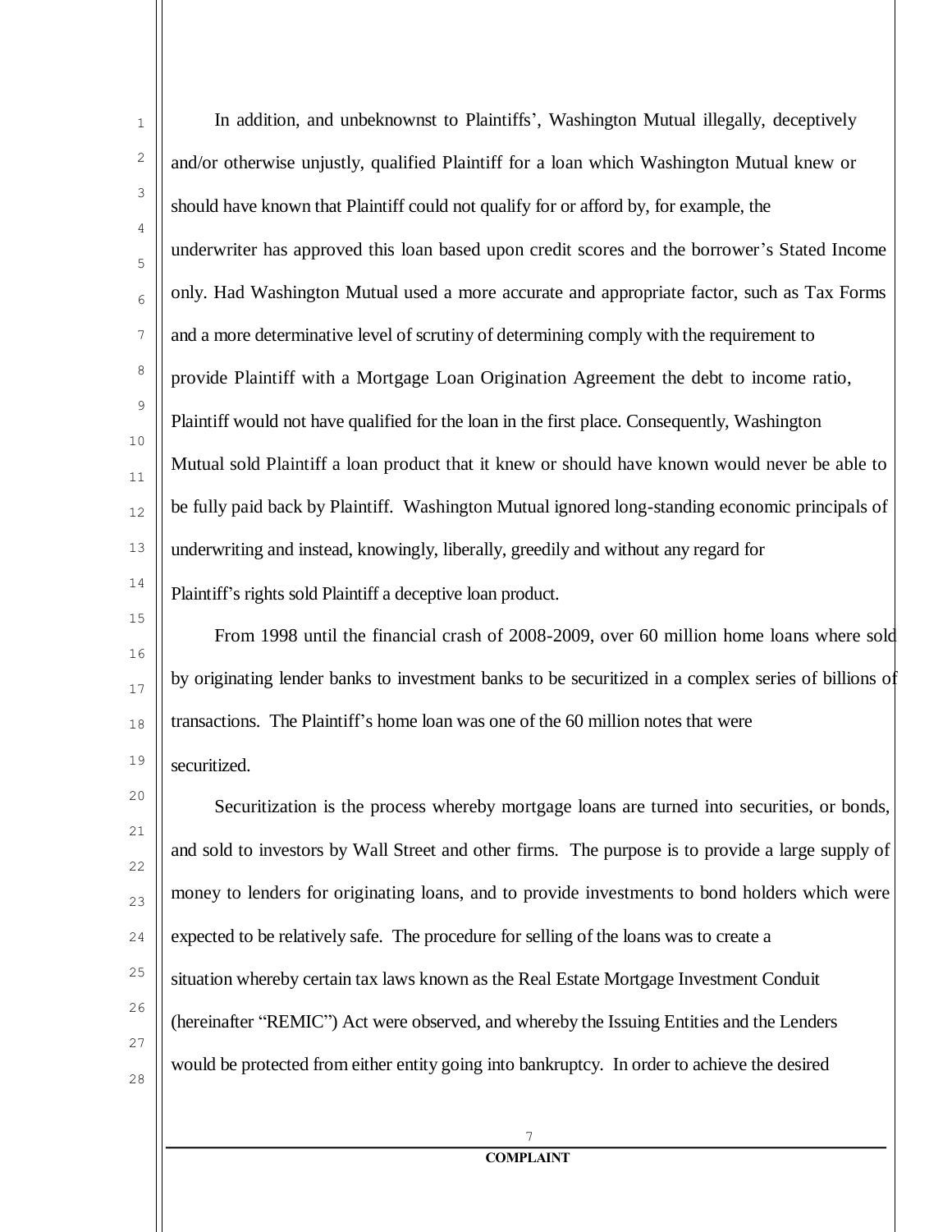In addition, and unbeknownst to Plaintiffs', Washington Mutual illegally, deceptively and/or otherwise unjustly, qualified Plaintiff for a loan which Washington Mutual knew or should have known that Plaintiff could not qualify for or afford by, for example, the underwriter has approved this loan based upon credit scores and the borrower's Stated Income only. Had Washington Mutual used a more accurate and appropriate factor, such as Tax Forms and a more determinative level of scrutiny of determining comply with the requirement to provide Plaintiff with a Mortgage Loan Origination Agreement the debt to income ratio, Plaintiff would not have qualified for the loan in the first place. Consequently, Washington Mutual sold Plaintiff a loan product that it knew or should have known would never be able to be fully paid back by Plaintiff. Washington Mutual ignored long-standing economic principals of underwriting and instead, knowingly, liberally, greedily and without any regard for Plaintiff's rights sold Plaintiff a deceptive loan product.

From 1998 until the financial crash of 2008-2009, over 60 million home loans where sold by originating lender banks to investment banks to be securitized in a complex series of billions of transactions. The Plaintiff's home loan was one of the 60 million notes that were securitized.

Securitization is the process whereby mortgage loans are turned into securities, or bonds, and sold to investors by Wall Street and other firms. The purpose is to provide a large supply of money to lenders for originating loans, and to provide investments to bond holders which were expected to be relatively safe. The procedure for selling of the loans was to create a situation whereby certain tax laws known as the Real Estate Mortgage Investment Conduit (hereinafter "REMIC") Act were observed, and whereby the Issuing Entities and the Lenders would be protected from either entity going into bankruptcy. In order to achieve the desired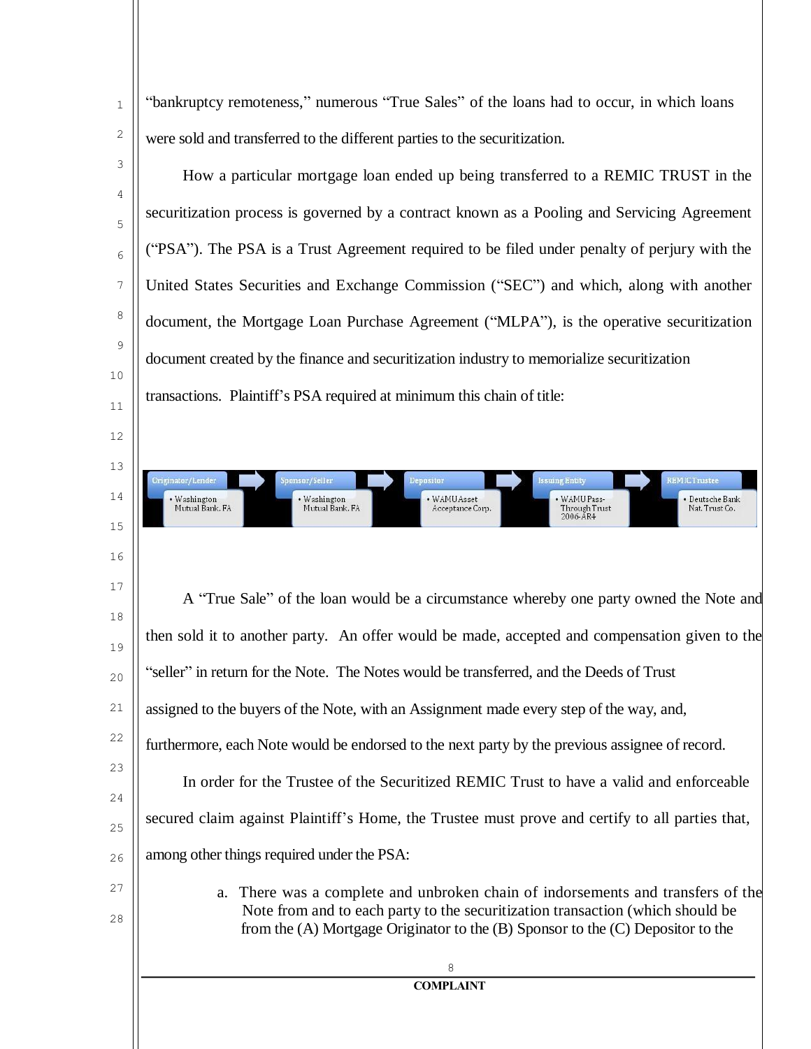"bankruptcy remoteness," numerous "True Sales" of the loans had to occur, in which loans were sold and transferred to the different parties to the securitization.

How a particular mortgage loan ended up being transferred to a REMIC TRUST in the securitization process is governed by a contract known as a Pooling and Servicing Agreement ("PSA"). The PSA is a Trust Agreement required to be filed under penalty of perjury with the United States Securities and Exchange Commission ("SEC") and which, along with another document, the Mortgage Loan Purchase Agreement ("MLPA"), is the operative securitization document created by the finance and securitization industry to memorialize securitization transactions. Plaintiff's PSA required at minimum this chain of title:

| Originator/Lender | Sponsor/Seller | Depositor | Issuing Entity | REMIC Trustee |
|---|---|---|---|---|
| • Washington Mutual Bank, FA | • Washington Mutual Bank, FA | • WAMU Asset Acceptance Corp. | • WAMU Pass-Through Trust 2006-AR4 | • Deutsche Bank Nat. Trust Co. |

A "True Sale" of the loan would be a circumstance whereby one party owned the Note and then sold it to another party. An offer would be made, accepted and compensation given to the "seller" in return for the Note. The Notes would be transferred, and the Deeds of Trust assigned to the buyers of the Note, with an Assignment made every step of the way, and, furthermore, each Note would be endorsed to the next party by the previous assignee of record.

In order for the Trustee of the Securitized REMIC Trust to have a valid and enforceable secured claim against Plaintiff's Home, the Trustee must prove and certify to all parties that, among other things required under the PSA:

a. There was a complete and unbroken chain of indorsements and transfers of the Note from and to each party to the securitization transaction (which should be from the (A) Mortgage Originator to the (B) Sponsor to the (C) Depositor to the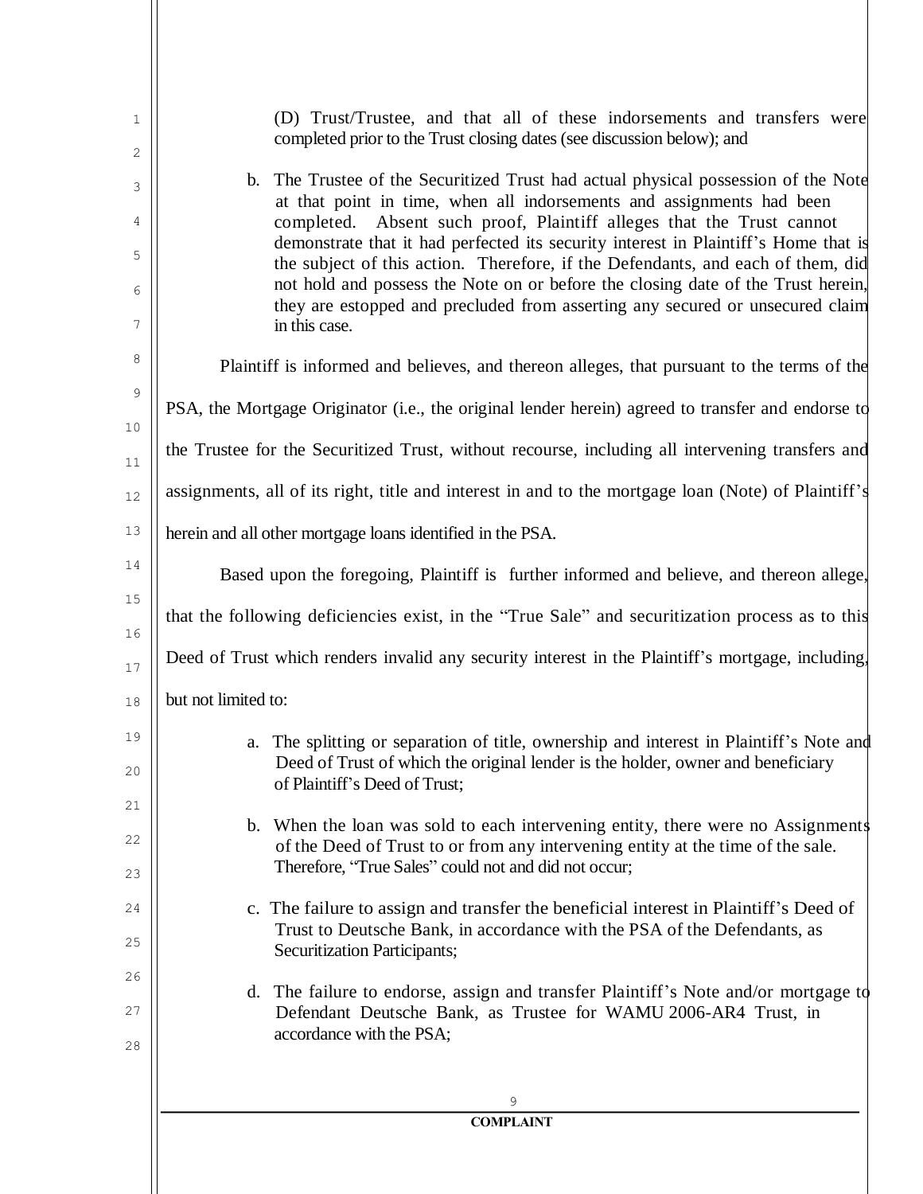(D) Trust/Trustee, and that all of these indorsements and transfers were completed prior to the Trust closing dates (see discussion below); and

b. The Trustee of the Securitized Trust had actual physical possession of the Note at that point in time, when all indorsements and assignments had been completed. Absent such proof, Plaintiff alleges that the Trust cannot demonstrate that it had perfected its security interest in Plaintiff's Home that is the subject of this action. Therefore, if the Defendants, and each of them, did not hold and possess the Note on or before the closing date of the Trust herein, they are estopped and precluded from asserting any secured or unsecured claim in this case.

Plaintiff is informed and believes, and thereon alleges, that pursuant to the terms of the PSA, the Mortgage Originator (i.e., the original lender herein) agreed to transfer and endorse to the Trustee for the Securitized Trust, without recourse, including all intervening transfers and assignments, all of its right, title and interest in and to the mortgage loan (Note) of Plaintiff's herein and all other mortgage loans identified in the PSA.

Based upon the foregoing, Plaintiff is further informed and believe, and thereon allege, that the following deficiencies exist, in the "True Sale" and securitization process as to this Deed of Trust which renders invalid any security interest in the Plaintiff's mortgage, including, but not limited to:

a. The splitting or separation of title, ownership and interest in Plaintiff's Note and Deed of Trust of which the original lender is the holder, owner and beneficiary of Plaintiff's Deed of Trust;

b. When the loan was sold to each intervening entity, there were no Assignments of the Deed of Trust to or from any intervening entity at the time of the sale. Therefore, "True Sales" could not and did not occur;

c. The failure to assign and transfer the beneficial interest in Plaintiff's Deed of Trust to Deutsche Bank, in accordance with the PSA of the Defendants, as Securitization Participants;

d. The failure to endorse, assign and transfer Plaintiff's Note and/or mortgage to Defendant Deutsche Bank, as Trustee for WAMU 2006-AR4 Trust, in accordance with the PSA;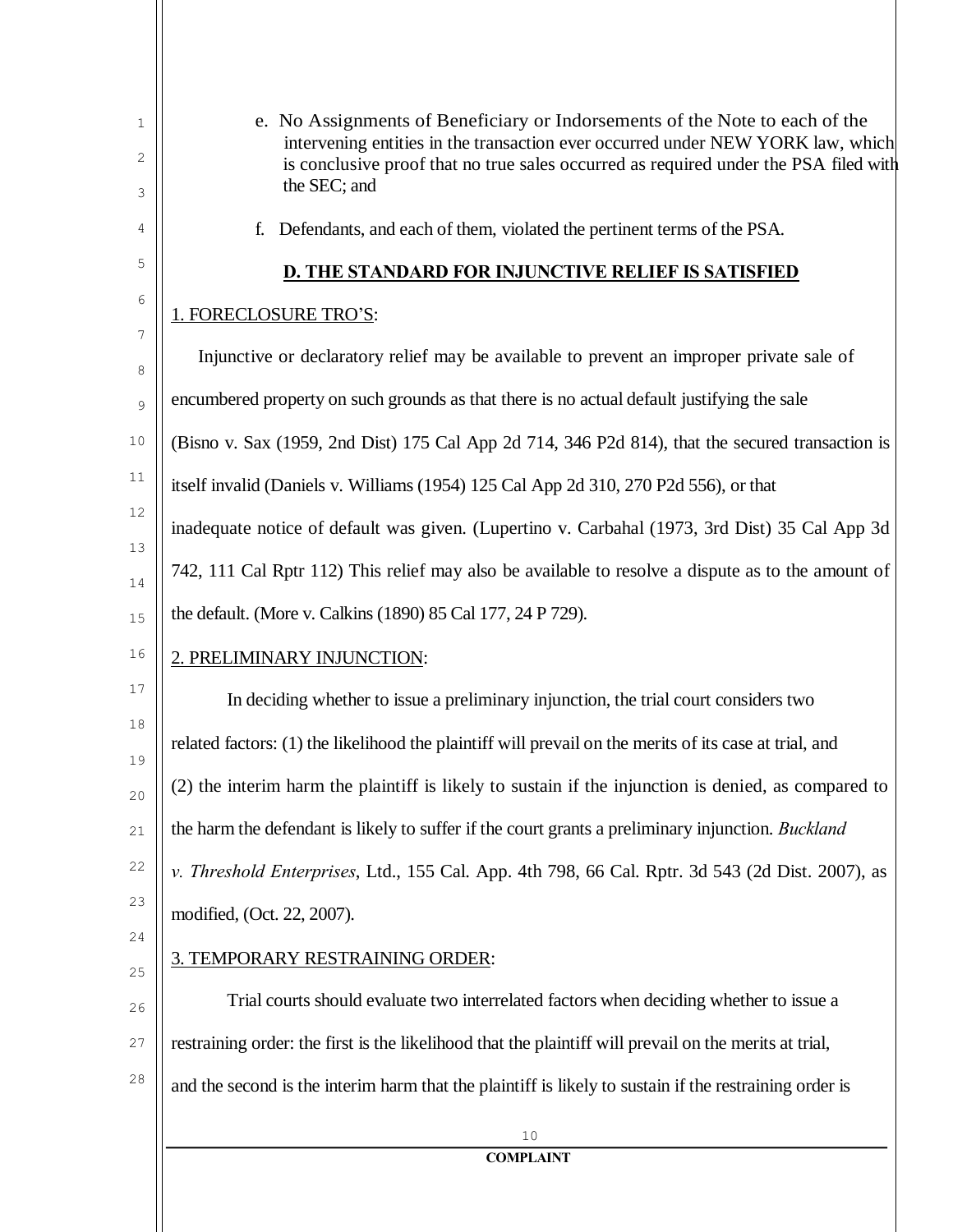e. No Assignments of Beneficiary or Indorsements of the Note to each of the intervening entities in the transaction ever occurred under NEW YORK law, which is conclusive proof that no true sales occurred as required under the PSA filed with the SEC; and

f. Defendants, and each of them, violated the pertinent terms of the PSA.

## D. THE STANDARD FOR INJUNCTIVE RELIEF IS SATISFIED

1. FORECLOSURE TRO'S:

Injunctive or declaratory relief may be available to prevent an improper private sale of encumbered property on such grounds as that there is no actual default justifying the sale (Bisno v. Sax (1959, 2nd Dist) 175 Cal App 2d 714, 346 P2d 814), that the secured transaction is itself invalid (Daniels v. Williams (1954) 125 Cal App 2d 310, 270 P2d 556), or that inadequate notice of default was given. (Lupertino v. Carbahal (1973, 3rd Dist) 35 Cal App 3d 742, 111 Cal Rptr 112) This relief may also be available to resolve a dispute as to the amount of the default. (More v. Calkins (1890) 85 Cal 177, 24 P 729).

2. PRELIMINARY INJUNCTION:

In deciding whether to issue a preliminary injunction, the trial court considers two related factors: (1) the likelihood the plaintiff will prevail on the merits of its case at trial, and (2) the interim harm the plaintiff is likely to sustain if the injunction is denied, as compared to the harm the defendant is likely to suffer if the court grants a preliminary injunction. *Buckland v. Threshold Enterprises*, Ltd., 155 Cal. App. 4th 798, 66 Cal. Rptr. 3d 543 (2d Dist. 2007), as modified, (Oct. 22, 2007).

3. TEMPORARY RESTRAINING ORDER:

Trial courts should evaluate two interrelated factors when deciding whether to issue a restraining order: the first is the likelihood that the plaintiff will prevail on the merits at trial, and the second is the interim harm that the plaintiff is likely to sustain if the restraining order is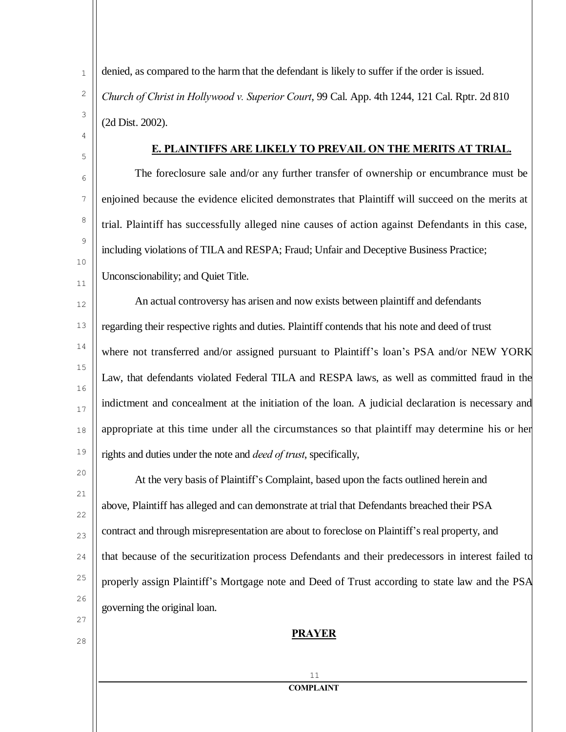denied, as compared to the harm that the defendant is likely to suffer if the order is issued. *Church of Christ in Hollywood v. Superior Court*, 99 Cal. App. 4th 1244, 121 Cal. Rptr. 2d 810 (2d Dist. 2002).

## E. PLAINTIFFS ARE LIKELY TO PREVAIL ON THE MERITS AT TRIAL.

The foreclosure sale and/or any further transfer of ownership or encumbrance must be enjoined because the evidence elicited demonstrates that Plaintiff will succeed on the merits at trial. Plaintiff has successfully alleged nine causes of action against Defendants in this case, including violations of TILA and RESPA; Fraud; Unfair and Deceptive Business Practice; Unconscionability; and Quiet Title.

An actual controversy has arisen and now exists between plaintiff and defendants regarding their respective rights and duties. Plaintiff contends that his note and deed of trust where not transferred and/or assigned pursuant to Plaintiff's loan's PSA and/or NEW YORK Law, that defendants violated Federal TILA and RESPA laws, as well as committed fraud in the indictment and concealment at the initiation of the loan. A judicial declaration is necessary and appropriate at this time under all the circumstances so that plaintiff may determine his or her rights and duties under the note and *deed of trust*, specifically,

At the very basis of Plaintiff's Complaint, based upon the facts outlined herein and above, Plaintiff has alleged and can demonstrate at trial that Defendants breached their PSA contract and through misrepresentation are about to foreclose on Plaintiff's real property, and that because of the securitization process Defendants and their predecessors in interest failed to properly assign Plaintiff's Mortgage note and Deed of Trust according to state law and the PSA governing the original loan.

## PRAYER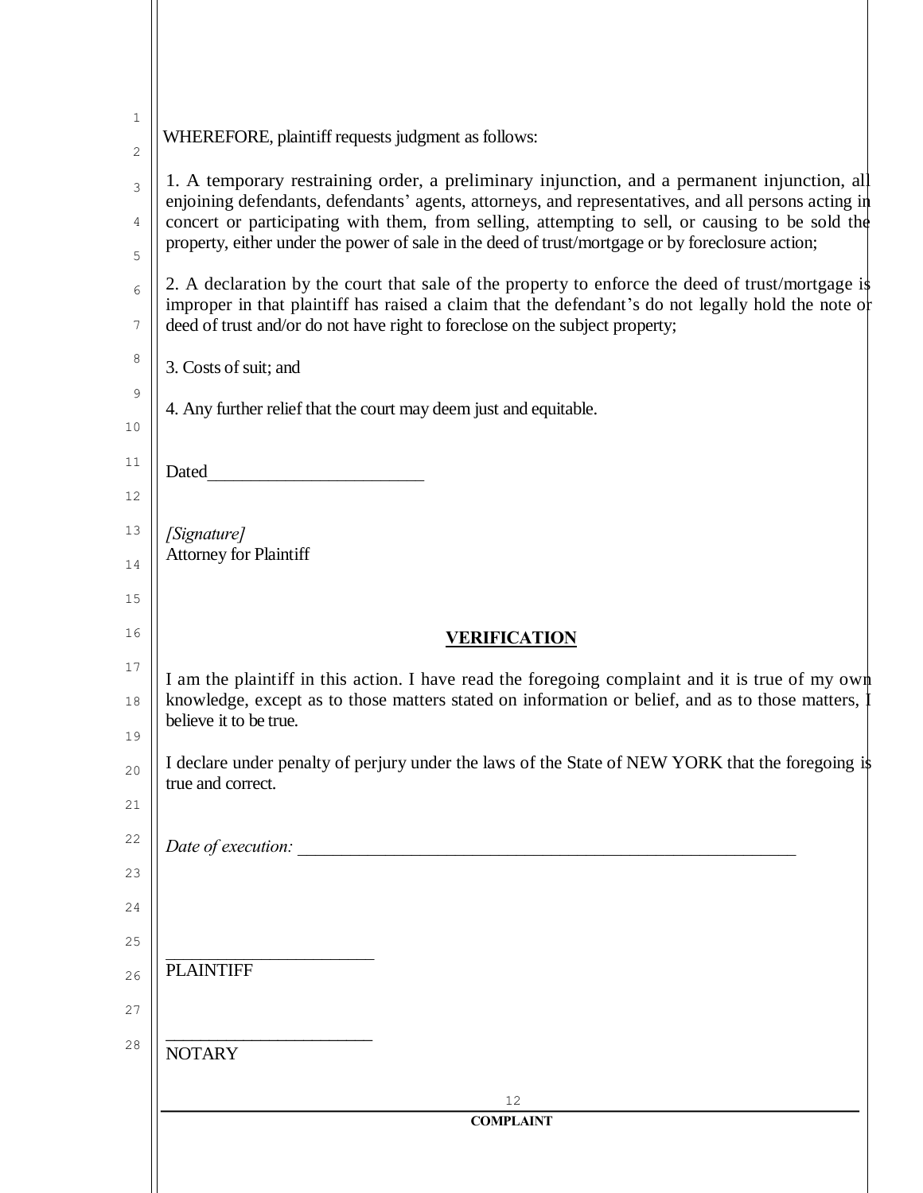WHEREFORE, plaintiff requests judgment as follows:

1. A temporary restraining order, a preliminary injunction, and a permanent injunction, all enjoining defendants, defendants' agents, attorneys, and representatives, and all persons acting in concert or participating with them, from selling, attempting to sell, or causing to be sold the property, either under the power of sale in the deed of trust/mortgage or by foreclosure action;

2. A declaration by the court that sale of the property to enforce the deed of trust/mortgage is improper in that plaintiff has raised a claim that the defendant's do not legally hold the note or deed of trust and/or do not have right to foreclose on the subject property;

3. Costs of suit; and

4. Any further relief that the court may deem just and equitable.

Dated________________________

*[Signature]*
Attorney for Plaintiff

## VERIFICATION

I am the plaintiff in this action. I have read the foregoing complaint and it is true of my own knowledge, except as to those matters stated on information or belief, and as to those matters, I believe it to be true.

I declare under penalty of perjury under the laws of the State of NEW YORK that the foregoing is true and correct.

*Date of execution:* ___________________________________________________________

_______________________
PLAINTIFF

_______________________
NOTARY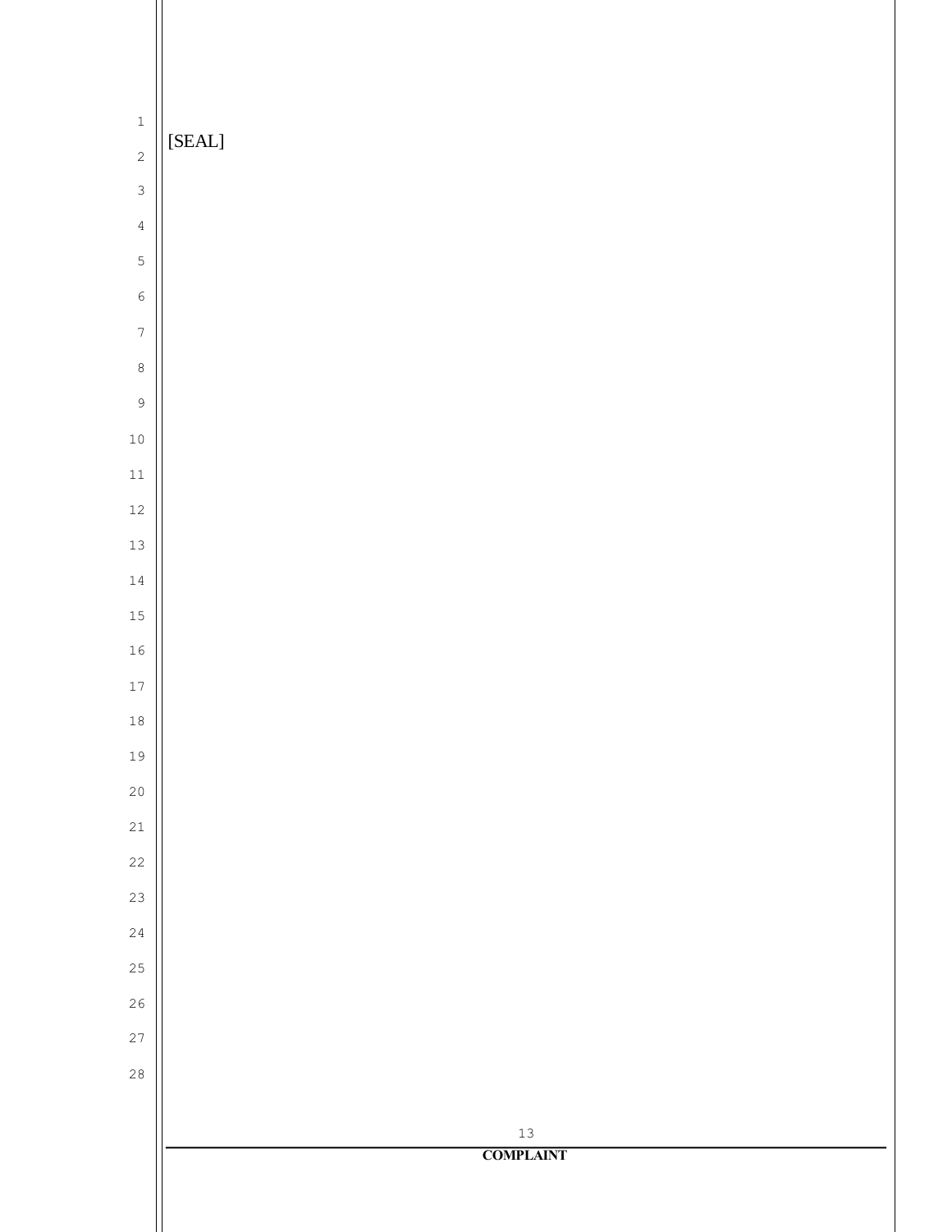[SEAL]